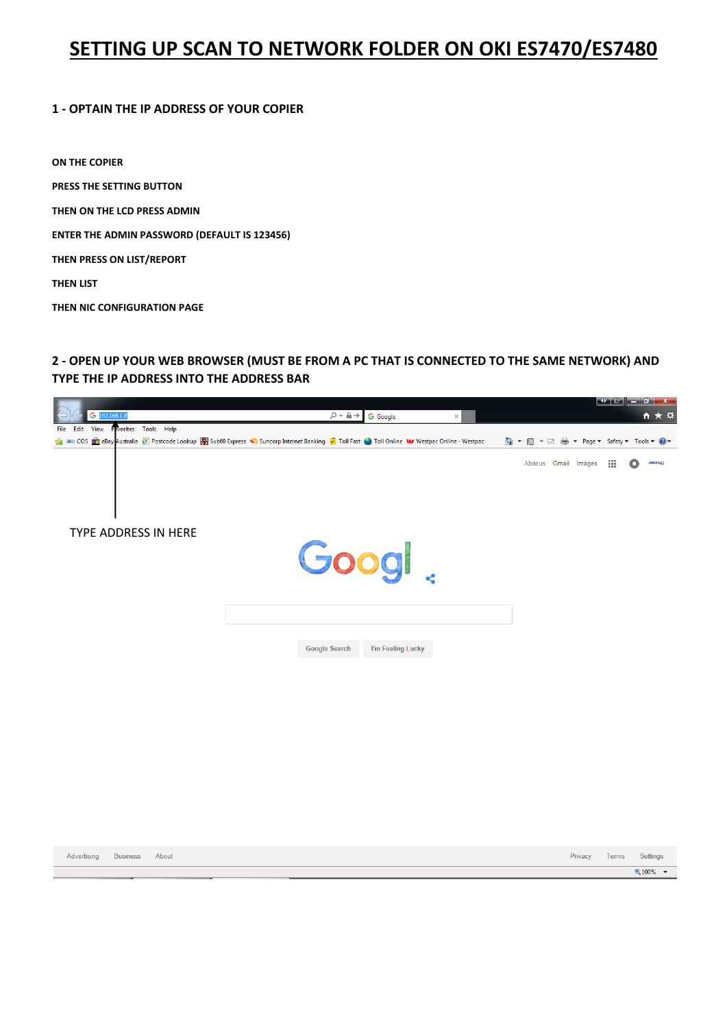# SETTING UP SCAN TO NETWORK FOLDER ON OKI ES7470/ES7480

## 1 - OPTAIN THE IP ADDRESS OF YOUR COPIER

**ON THE COPIER**

**PRESS THE SETTING BUTTON**

**THEN ON THE LCD PRESS ADMIN**

**ENTER THE ADMIN PASSWORD (DEFAULT IS 123456)**

**THEN PRESS ON LIST/REPORT**

**THEN LIST**

**THEN NIC CONFIGURATION PAGE**

## 2 - OPEN UP YOUR WEB BROWSER (MUST BE FROM A PC THAT IS CONNECTED TO THE SAME NETWORK) AND TYPE THE IP ADDRESS INTO THE ADDRESS BAR

TYPE ADDRESS IN HERE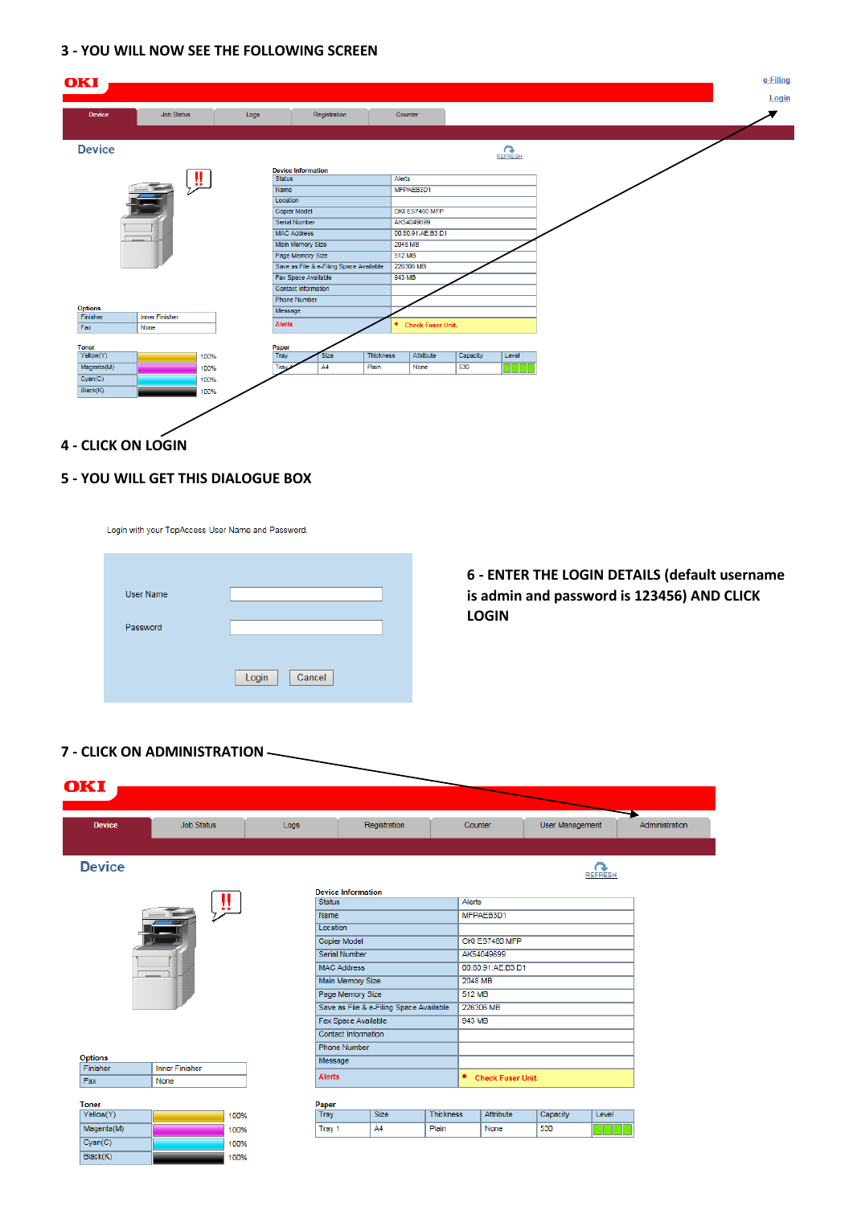**3 - YOU WILL NOW SEE THE FOLLOWING SCREEN**

OKI

e-Filing

Login

Device | Job Status | Logs | Registration | Counter

## Device

REFRESH

Device Information

| Status | Alerts |
|---|---|
| Name | MFPAEB3D1 |
| Location | |
| Copier Model | OKI ES7460 MFP |
| Serial Number | AK54049699 |
| MAC Address | 00:80:91:AE:B3:D1 |
| Main Memory Size | 2048 MB |
| Page Memory Size | 512 MB |
| Save as File & e-Filing Space Available | 226306 MB |
| Fax Space Available | 943 MB |
| Contact Information | |
| Phone Number | |
| Message | |
| Alerts | • Check Fuser Unit. |

Options

| Finisher | Inner Finisher |
|---|---|
| Fax | None |

Toner

| Yellow(Y) | 100% |
|---|---|
| Magenta(M) | 100% |
| Cyan(C) | 100% |
| Black(K) | 100% |

Paper

| Tray | Size | Thickness | Attribute | Capacity | Level |
|---|---|---|---|---|---|
| Tray 1 | A4 | Plain | None | 530 | |

**4 - CLICK ON LOGIN**

**5 - YOU WILL GET THIS DIALOGUE BOX**

Login with your TopAccess User Name and Password.

User Name

Password

Login Cancel

**6 - ENTER THE LOGIN DETAILS (default username is admin and password is 123456) AND CLICK LOGIN**

**7 - CLICK ON ADMINISTRATION**

OKI

Device | Job Status | Logs | Registration | Counter | User Management | Administration

## Device

REFRESH

Device Information

| Status | Alerts |
|---|---|
| Name | MFPAEB3D1 |
| Location | |
| Copier Model | OKI ES7460 MFP |
| Serial Number | AK54049699 |
| MAC Address | 00:80:91:AE:B3:D1 |
| Main Memory Size | 2048 MB |
| Page Memory Size | 512 MB |
| Save as File & e-Filing Space Available | 226306 MB |
| Fax Space Available | 943 MB |
| Contact Information | |
| Phone Number | |
| Message | |
| Alerts | • Check Fuser Unit. |

Options

| Finisher | Inner Finisher |
|---|---|
| Fax | None |

Toner

| Yellow(Y) | 100% |
|---|---|
| Magenta(M) | 100% |
| Cyan(C) | 100% |
| Black(K) | 100% |

Paper

| Tray | Size | Thickness | Attribute | Capacity | Level |
|---|---|---|---|---|---|
| Tray 1 | A4 | Plain | None | 530 | |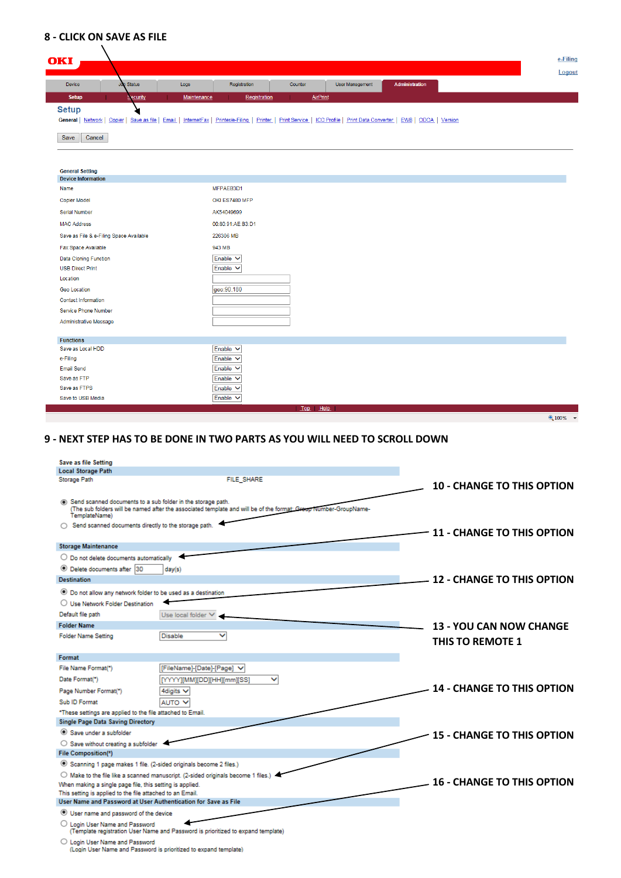**8 - CLICK ON SAVE AS FILE**

OKI

e-Filing
Logout

Device | Job Status | Logs | Registration | Counter | User Management | Administration

Setup | Security | Maintenance | Registration | AirPrint

## Setup

General | Network | Copier | Save as file | Email | InternetFax | Printer/e-Filing | Printer | Print Service | ICC Profile | Print Data Converter | EWB | ODCA | Version

Save | Cancel

General Setting

**Device Information**

| | |
|---|---|
| Name | MFPAEB3D1 |
| Copier Model | OKI ES7480 MFP |
| Serial Number | AK54049699 |
| MAC Address | 00:80:91:AE:B3:D1 |
| Save as File & e-Filing Space Available | 226306 MB |
| Fax Space Available | 943 MB |
| Data Cloning Function | Enable |
| USB Direct Print | Enable |
| Location | |
| Geo Location | geo:90,180 |
| Contact Information | |
| Service Phone Number | |
| Administrative Message | |

**Functions**

| | |
|---|---|
| Save as Local HDD | Enable |
| e-Filing | Enable |
| Email Send | Enable |
| Save as FTP | Enable |
| Save as FTPS | Enable |
| Save to USB Media | Enable |

Top | Help

100%

**9 - NEXT STEP HAS TO BE DONE IN TWO PARTS AS YOU WILL NEED TO SCROLL DOWN**

Save as file Setting

**Local Storage Path**

Storage Path FILE_SHARE

- Send scanned documents to a sub folder in the storage path. (The sub folders will be named after the associated template and will be of the format Group Number-GroupName-TemplateName)
- Send scanned documents directly to the storage path. ← **10 - CHANGE TO THIS OPTION**

**Storage Maintenance**

- Do not delete documents automatically ← **11 - CHANGE TO THIS OPTION**
- Delete documents after 30 day(s)

**Destination**

- Do not allow any network folder to be used as a destination
- Use Network Folder Destination ← **12 - CHANGE TO THIS OPTION**

Default file path: Use local folder ← **13 - YOU CAN NOW CHANGE THIS TO REMOTE 1**

**Folder Name**

Folder Name Setting: Disable

**Format**

| | |
|---|---|
| File Name Format(*) | [FileName]-[Date]-[Page] |
| Date Format(*) | [YYYY][MM][DD][HH][mm][SS] |
| Page Number Format(*) | 4digits |
| Sub ID Format | AUTO |

*These settings are applied to the file attached to Email.

**Single Page Data Saving Directory**

- Save under a subfolder
- Save without creating a subfolder ← **14 - CHANGE TO THIS OPTION**

**File Composition(*)**

- Scanning 1 page makes 1 file. (2-sided originals become 2 files.)
- Make to the file like a scanned manuscript. (2-sided originals become 1 files.) ← **15 - CHANGE TO THIS OPTION**

When making a single page file, this setting is applied.
This setting is applied to the file attached to an Email.

**User Name and Password at User Authentication for Save as File**

- User name and password of the device
- Login User Name and Password (Template registration User Name and Password is prioritized to expand template) ← **16 - CHANGE TO THIS OPTION**
- Login User Name and Password (Login User Name and Password is prioritized to expand template)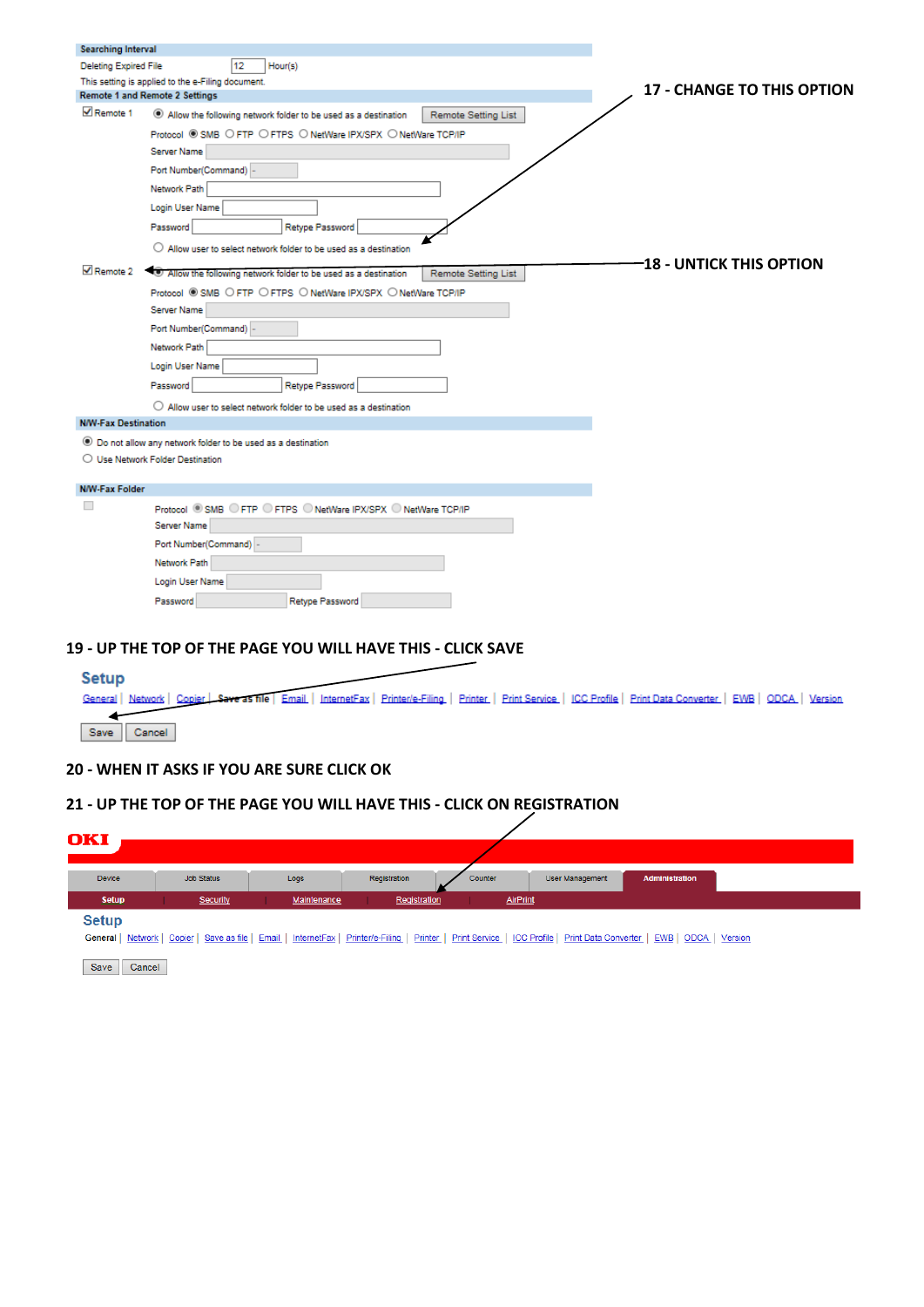**Searching Interval**

Deleting Expired File 12 Hour(s)

This setting is applied to the e-Filing document.

**Remote 1 and Remote 2 Settings**

☑ Remote 1 ◉ Allow the following network folder to be used as a destination [Remote Setting List]

Protocol ◉ SMB ○ FTP ○ FTPS ○ NetWare IPX/SPX ○ NetWare TCP/IP

Server Name

Port Number(Command) -

Network Path

Login User Name

Password Retype Password

○ Allow user to select network folder to be used as a destination

**17 - CHANGE TO THIS OPTION**

☑ Remote 2 ◉ Allow the following network folder to be used as a destination [Remote Setting List]

**18 - UNTICK THIS OPTION**

Protocol ◉ SMB ○ FTP ○ FTPS ○ NetWare IPX/SPX ○ NetWare TCP/IP

Server Name

Port Number(Command) -

Network Path

Login User Name

Password Retype Password

○ Allow user to select network folder to be used as a destination

**N/W-Fax Destination**

◉ Do not allow any network folder to be used as a destination

○ Use Network Folder Destination

**N/W-Fax Folder**

Protocol ◉ SMB ○ FTP ○ FTPS ○ NetWare IPX/SPX ○ NetWare TCP/IP

Server Name

Port Number(Command) -

Network Path

Login User Name

Password Retype Password

**19 - UP THE TOP OF THE PAGE YOU WILL HAVE THIS - CLICK SAVE**

**Setup**

General | Network | Copier | Save as file | Email | InternetFax | Printer/e-Filing | Printer | Print Service | ICC Profile | Print Data Converter | EWB | ODCA | Version

[Save] [Cancel]

**20 - WHEN IT ASKS IF YOU ARE SURE CLICK OK**

**21 - UP THE TOP OF THE PAGE YOU WILL HAVE THIS - CLICK ON REGISTRATION**

OKI

Device | Job Status | Logs | Registration | Counter | User Management | Administration

Setup | Security | Maintenance | Registration | AirPrint

**Setup**

General | Network | Copier | Save as file | Email | InternetFax | Printer/e-Filing | Printer | Print Service | ICC Profile | Print Data Converter | EWB | ODCA | Version

[Save] [Cancel]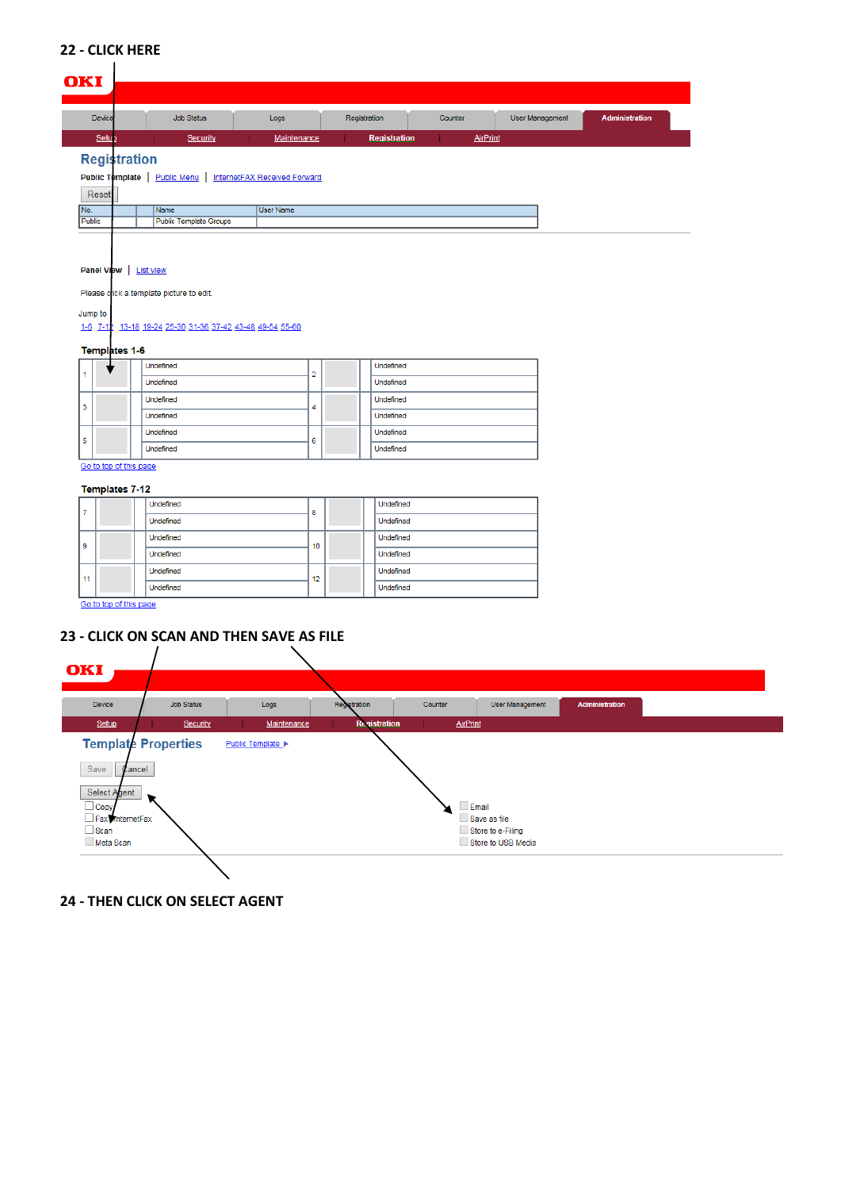**22 - CLICK HERE**

OKI

Device | Job Status | Logs | Registration | Counter | User Management | Administration

Setup | Security | Maintenance | Registration | AirPrint

## Registration

Public Template | Public Menu | InternetFAX Received Forward

Reset

| No. | Name | User Name |
|---|---|---|
| Public | Public Template Groups | |

Panel View | List view

Please click a template picture to edit.

Jump to
1-6 7-12 13-18 19-24 25-30 31-36 37-42 43-48 49-54 55-60

**Templates 1-6**

| | | | | | |
|---|---|---|---|---|---|
| 1 | | Undefined<br>Undefined | 2 | | Undefined<br>Undefined |
| 3 | | Undefined<br>Undefined | 4 | | Undefined<br>Undefined |
| 5 | | Undefined<br>Undefined | 6 | | Undefined<br>Undefined |

Go to top of this page

**Templates 7-12**

| | | | | | |
|---|---|---|---|---|---|
| 7 | | Undefined<br>Undefined | 8 | | Undefined<br>Undefined |
| 9 | | Undefined<br>Undefined | 10 | | Undefined<br>Undefined |
| 11 | | Undefined<br>Undefined | 12 | | Undefined<br>Undefined |

Go to top of this page

**23 - CLICK ON SCAN AND THEN SAVE AS FILE**

OKI

Device | Job Status | Logs | Registration | Counter | User Management | Administration

Setup | Security | Maintenance | Registration | AirPrint

## Template Properties

Public Template ▶

Save | Cancel

Select Agent

- Copy
- Fax/InternetFax
- Scan
- Meta Scan

- Email
- Save as file
- Store to e-Filing
- Store to USB Media

**24 - THEN CLICK ON SELECT AGENT**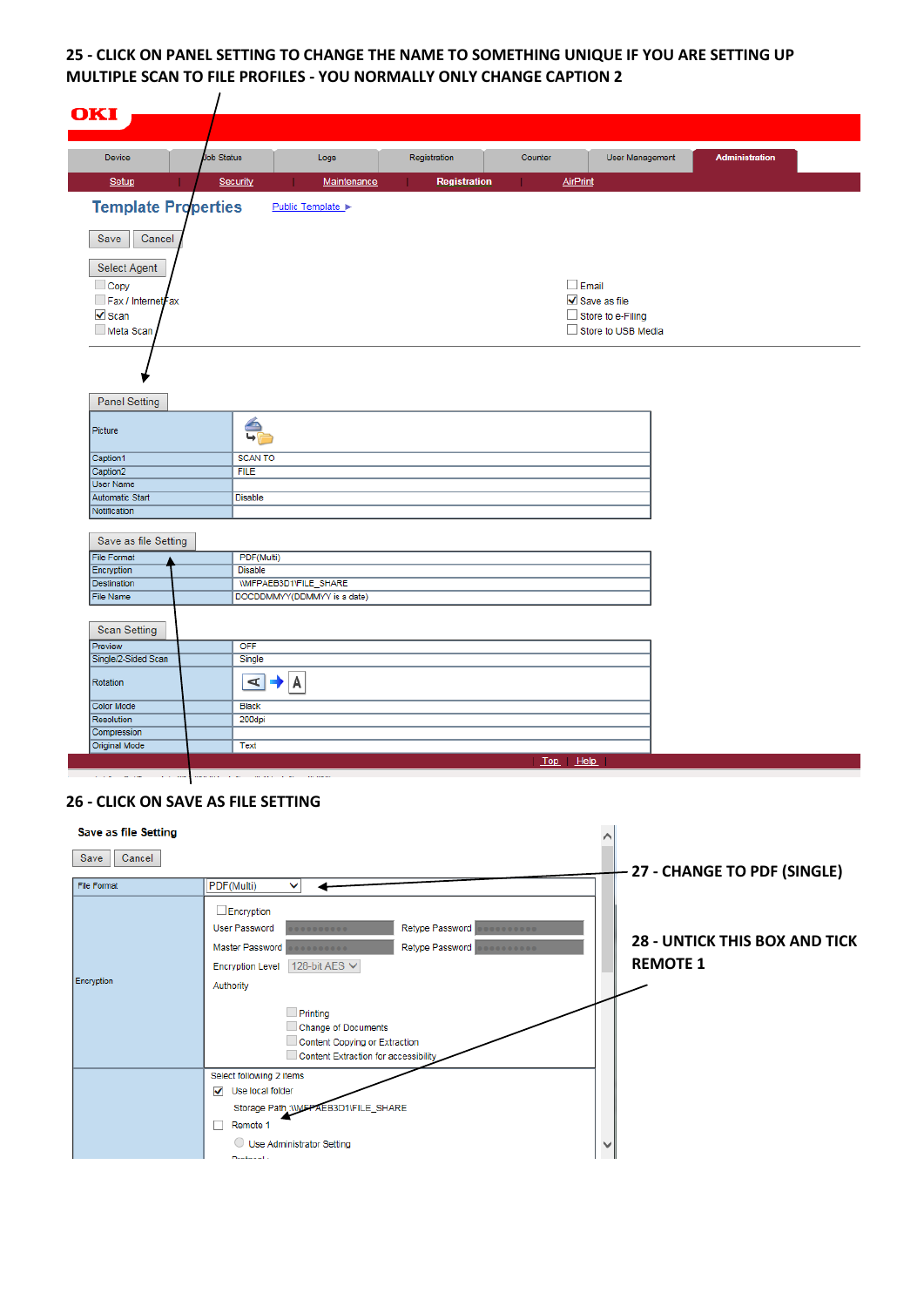**25 - CLICK ON PANEL SETTING TO CHANGE THE NAME TO SOMETHING UNIQUE IF YOU ARE SETTING UP MULTIPLE SCAN TO FILE PROFILES - YOU NORMALLY ONLY CHANGE CAPTION 2**

OKI

Device | Job Status | Logs | Registration | Counter | User Management | Administration

Setup | Security | Maintenance | Registration | AirPrint

## Template Properties

Public Template ▸

Save  Cancel

Select Agent

- [ ] Copy
- [ ] Fax / InternetFax
- [x] Scan
- [ ] Meta Scan
- [ ] Email
- [x] Save as file
- [ ] Store to e-Filing
- [ ] Store to USB Media

Panel Setting

| Panel Setting | |
|---|---|
| Picture | |
| Caption1 | SCAN TO |
| Caption2 | FILE |
| User Name | |
| Automatic Start | Disable |
| Notification | |

Save as file Setting

| Save as file Setting | |
|---|---|
| File Format | PDF(Multi) |
| Encryption | Disable |
| Destination | \\MFPAEB3D1\FILE_SHARE |
| File Name | DOCDDMMYY(DDMMYY is a date) |

Scan Setting

| Scan Setting | |
|---|---|
| Preview | OFF |
| Single/2-Sided Scan | Single |
| Rotation | |
| Color Mode | Black |
| Resolution | 200dpi |
| Compression | |
| Original Mode | Text |

Top | Help

**26 - CLICK ON SAVE AS FILE SETTING**

**Save as file Setting**

Save  Cancel

File Format: PDF(Multi)

**27 - CHANGE TO PDF (SINGLE)**

Encryption

- [ ] Encryption

User Password | Retype Password
Master Password | Retype Password
Encryption Level: 128-bit AES
Authority

- [ ] Printing
- [ ] Change of Documents
- [ ] Content Copying or Extraction
- [ ] Content Extraction for accessibility

Select following 2 items

- [x] Use local folder

Storage Path \\MFPAEB3D1\FILE_SHARE

- [ ] Remote 1

Use Administrator Setting

**28 - UNTICK THIS BOX AND TICK REMOTE 1**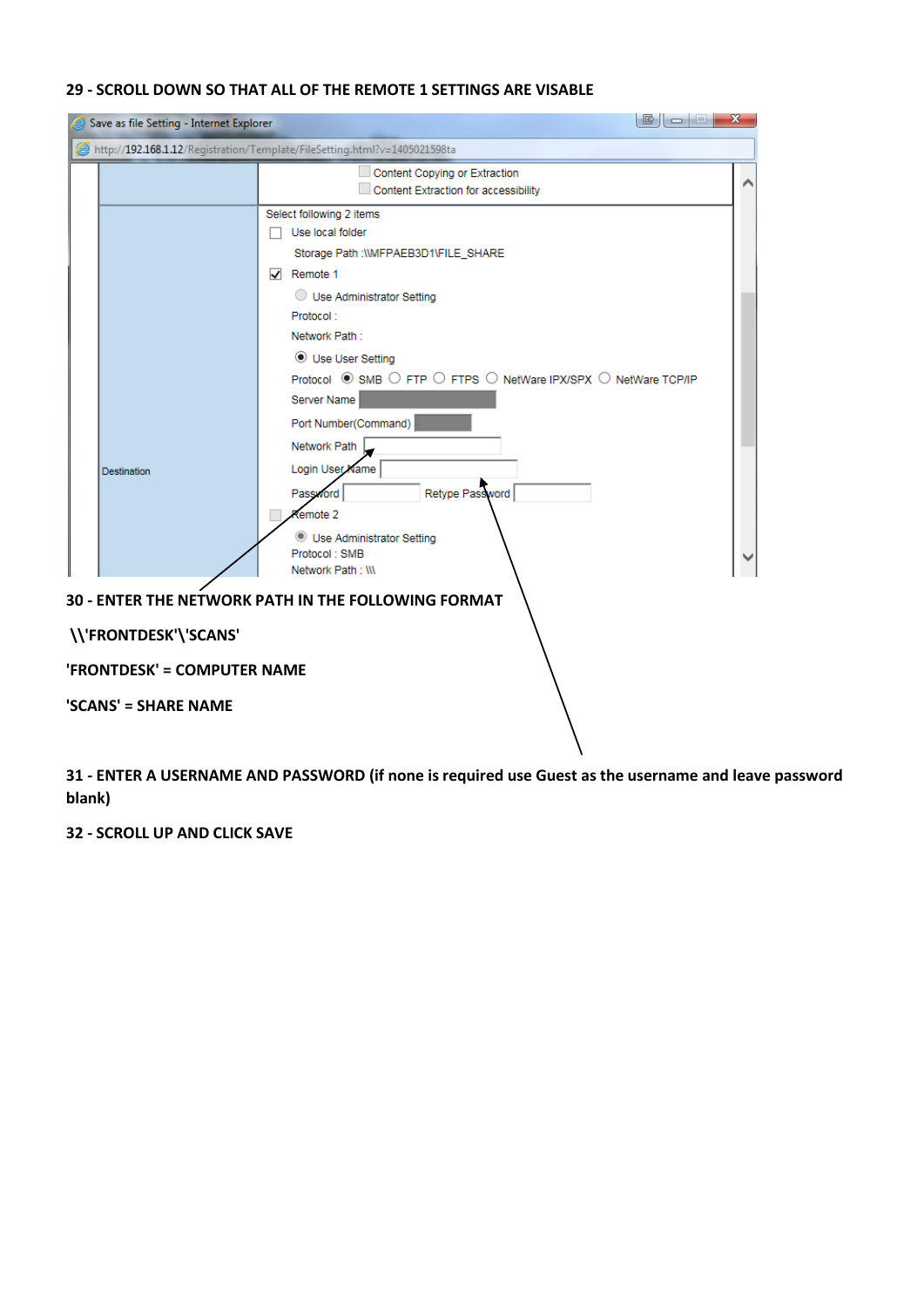**29 - SCROLL DOWN SO THAT ALL OF THE REMOTE 1 SETTINGS ARE VISABLE**

**30 - ENTER THE NETWORK PATH IN THE FOLLOWING FORMAT**

**\\'FRONTDESK'\'SCANS'**

**'FRONTDESK' = COMPUTER NAME**

**'SCANS' = SHARE NAME**

**31 - ENTER A USERNAME AND PASSWORD (if none is required use Guest as the username and leave password blank)**

**32 - SCROLL UP AND CLICK SAVE**